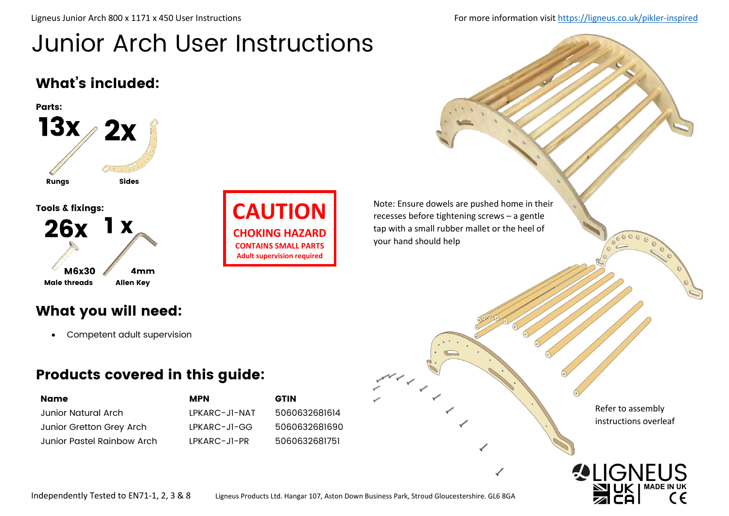For more information visit https://ligneus.co.uk/pikler-inspired

# Junior Arch User Instructions

## What's included:

**Parts:**

**13x** Rungs

**2x** Sides

**Tools & fixings:**

**26x** M6x30 Male threads

**1 x** 4mm Allen Key

**CAUTION**
**CHOKING HAZARD**
**CONTAINS SMALL PARTS**
**Adult supervision required**

Note: Ensure dowels are pushed home in their recesses before tightening screws – a gentle tap with a small rubber mallet or the heel of your hand should help

## What you will need:

- Competent adult supervision

## Products covered in this guide:

| Name | MPN | GTIN |
|---|---|---|
| Junior Natural Arch | LPKARC-J1-NAT | 5060632681614 |
| Junior Gretton Grey Arch | LPKARC-J1-GG | 5060632681690 |
| Junior Pastel Rainbow Arch | LPKARC-J1-PR | 5060632681751 |

Refer to assembly instructions overleaf

Independently Tested to EN71-1, 2, 3 & 8

Ligneus Products Ltd. Hangar 107, Aston Down Business Park, Stroud Gloucestershire. GL6 8GA

LIGNEUS
UK CA | MADE IN UK | CE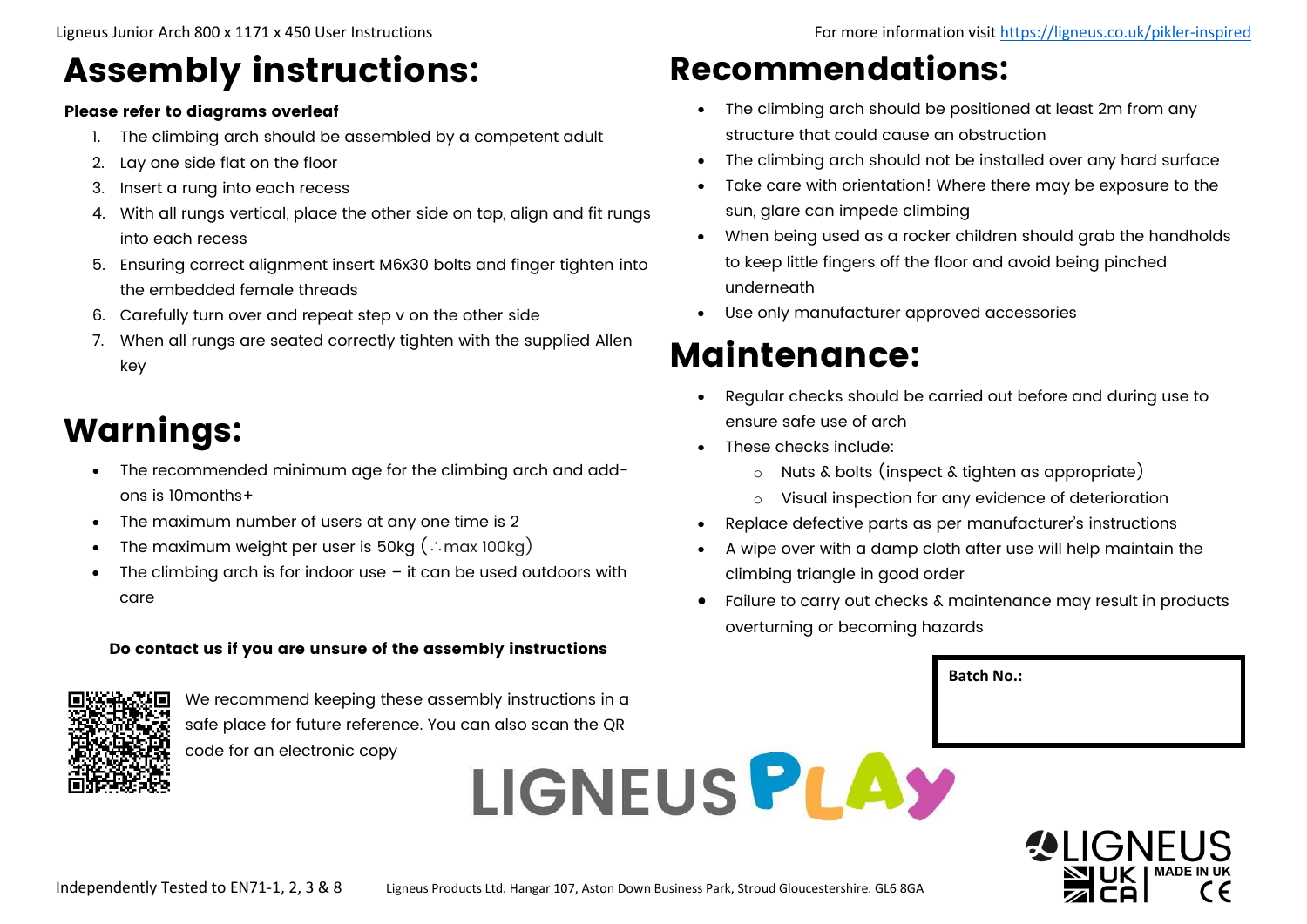# Assembly instructions:

**Please refer to diagrams overleaf**

1. The climbing arch should be assembled by a competent adult
2. Lay one side flat on the floor
3. Insert a rung into each recess
4. With all rungs vertical, place the other side on top, align and fit rungs into each recess
5. Ensuring correct alignment insert M6x30 bolts and finger tighten into the embedded female threads
6. Carefully turn over and repeat step v on the other side
7. When all rungs are seated correctly tighten with the supplied Allen key

# Warnings:

- The recommended minimum age for the climbing arch and add-ons is 10months+
- The maximum number of users at any one time is 2
- The maximum weight per user is 50kg ($\therefore$max 100kg)
- The climbing arch is for indoor use – it can be used outdoors with care

**Do contact us if you are unsure of the assembly instructions**

We recommend keeping these assembly instructions in a safe place for future reference. You can also scan the QR code for an electronic copy

# Recommendations:

- The climbing arch should be positioned at least 2m from any structure that could cause an obstruction
- The climbing arch should not be installed over any hard surface
- Take care with orientation! Where there may be exposure to the sun, glare can impede climbing
- When being used as a rocker children should grab the handholds to keep little fingers off the floor and avoid being pinched underneath
- Use only manufacturer approved accessories

# Maintenance:

- Regular checks should be carried out before and during use to ensure safe use of arch
- These checks include:
  - Nuts & bolts (inspect & tighten as appropriate)
  - Visual inspection for any evidence of deterioration
- Replace defective parts as per manufacturer's instructions
- A wipe over with a damp cloth after use will help maintain the climbing triangle in good order
- Failure to carry out checks & maintenance may result in products overturning or becoming hazards

**Batch No.:**

LIGNEUS PLAY

LIGNEUS
UK CA
MADE IN UK
CE

Independently Tested to EN71-1, 2, 3 & 8

Ligneus Products Ltd. Hangar 107, Aston Down Business Park, Stroud Gloucestershire. GL6 8GA